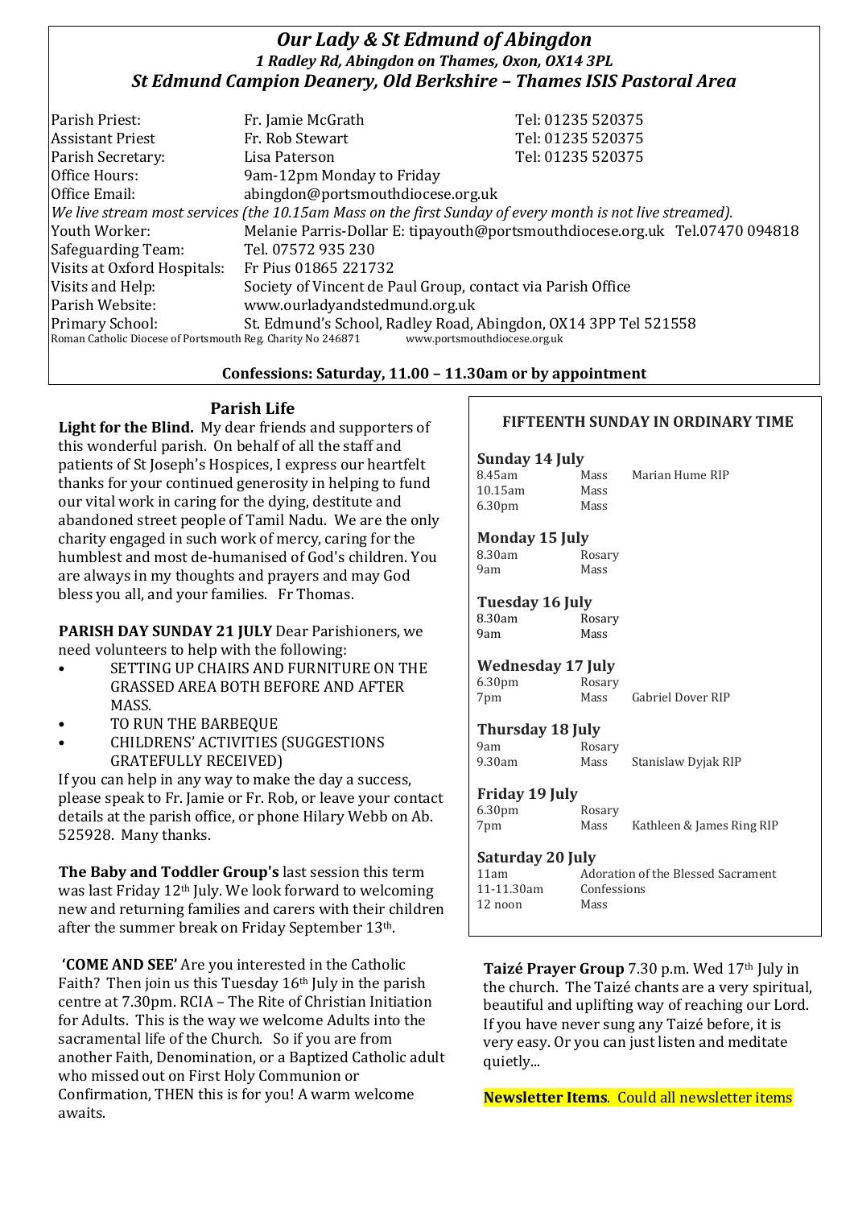# *Our Lady & St Edmund of Abingdon*

***1 Radley Rd, Abingdon on Thames, Oxon, OX14 3PL***

## *St Edmund Campion Deanery, Old Berkshire – Thames ISIS Pastoral Area*

| | | |
|---|---|---|
| Parish Priest: | Fr. Jamie McGrath | Tel: 01235 520375 |
| Assistant Priest | Fr. Rob Stewart | Tel: 01235 520375 |
| Parish Secretary: | Lisa Paterson | Tel: 01235 520375 |
| Office Hours: | 9am-12pm Monday to Friday | |
| Office Email: | abingdon@portsmouthdiocese.org.uk | |

*We live stream most services (the 10.15am Mass on the first Sunday of every month is not live streamed).*

| | |
|---|---|
| Youth Worker: | Melanie Parris-Dollar E: tipayouth@portsmouthdiocese.org.uk Tel.07470 094818 |
| Safeguarding Team: | Tel. 07572 935 230 |
| Visits at Oxford Hospitals: | Fr Pius 01865 221732 |
| Visits and Help: | Society of Vincent de Paul Group, contact via Parish Office |
| Parish Website: | www.ourladyandstedmund.org.uk |
| Primary School: | St. Edmund's School, Radley Road, Abingdon, OX14 3PP Tel 521558 |

Roman Catholic Diocese of Portsmouth Reg. Charity No 246871 www.portsmouthdiocese.org.uk

**Confessions: Saturday, 11.00 – 11.30am or by appointment**

## Parish Life

**Light for the Blind.** My dear friends and supporters of this wonderful parish. On behalf of all the staff and patients of St Joseph's Hospices, I express our heartfelt thanks for your continued generosity in helping to fund our vital work in caring for the dying, destitute and abandoned street people of Tamil Nadu. We are the only charity engaged in such work of mercy, caring for the humblest and most de-humanised of God's children. You are always in my thoughts and prayers and may God bless you all, and your families. Fr Thomas.

**PARISH DAY SUNDAY 21 JULY** Dear Parishioners, we need volunteers to help with the following:

- SETTING UP CHAIRS AND FURNITURE ON THE GRASSED AREA BOTH BEFORE AND AFTER MASS.
- TO RUN THE BARBEQUE
- CHILDRENS' ACTIVITIES (SUGGESTIONS GRATEFULLY RECEIVED)

If you can help in any way to make the day a success, please speak to Fr. Jamie or Fr. Rob, or leave your contact details at the parish office, or phone Hilary Webb on Ab. 525928. Many thanks.

**The Baby and Toddler Group's** last session this term was last Friday 12th July. We look forward to welcoming new and returning families and carers with their children after the summer break on Friday September 13th.

**'COME AND SEE'** Are you interested in the Catholic Faith? Then join us this Tuesday 16th July in the parish centre at 7.30pm. RCIA – The Rite of Christian Initiation for Adults. This is the way we welcome Adults into the sacramental life of the Church. So if you are from another Faith, Denomination, or a Baptized Catholic adult who missed out on First Holy Communion or Confirmation, THEN this is for you! A warm welcome awaits.

## FIFTEENTH SUNDAY IN ORDINARY TIME

**Sunday 14 July**

| | | |
|---|---|---|
| 8.45am | Mass | Marian Hume RIP |
| 10.15am | Mass | |
| 6.30pm | Mass | |

**Monday 15 July**

| | | |
|---|---|---|
| 8.30am | Rosary | |
| 9am | Mass | |

**Tuesday 16 July**

| | | |
|---|---|---|
| 8.30am | Rosary | |
| 9am | Mass | |

**Wednesday 17 July**

| | | |
|---|---|---|
| 6.30pm | Rosary | |
| 7pm | Mass | Gabriel Dover RIP |

**Thursday 18 July**

| | | |
|---|---|---|
| 9am | Rosary | |
| 9.30am | Mass | Stanislaw Dyjak RIP |

**Friday 19 July**

| | | |
|---|---|---|
| 6.30pm | Rosary | |
| 7pm | Mass | Kathleen & James Ring RIP |

**Saturday 20 July**

| | |
|---|---|
| 11am | Adoration of the Blessed Sacrament |
| 11-11.30am | Confessions |
| 12 noon | Mass |

**Taizé Prayer Group** 7.30 p.m. Wed 17th July in the church. The Taizé chants are a very spiritual, beautiful and uplifting way of reaching our Lord. If you have never sung any Taizé before, it is very easy. Or you can just listen and meditate quietly...

**Newsletter Items**. Could all newsletter items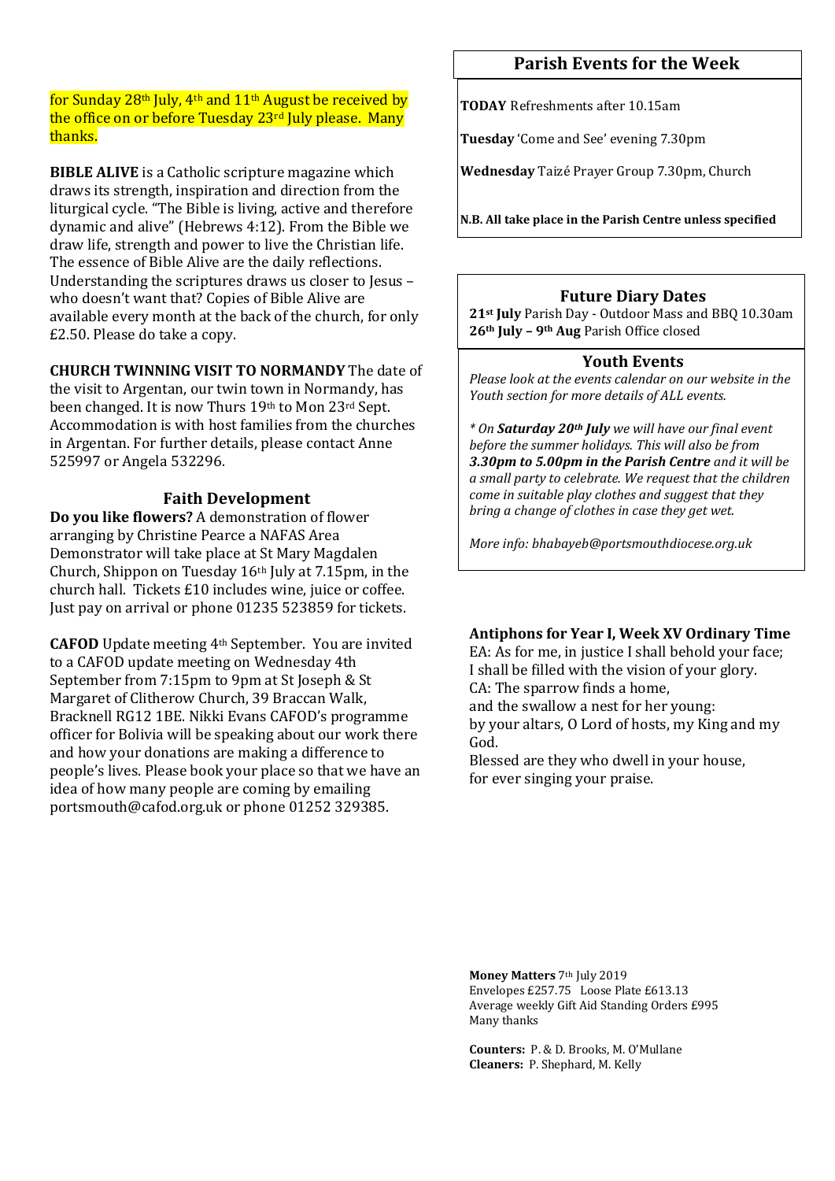for Sunday 28th July, 4th and 11th August be received by the office on or before Tuesday 23rd July please. Many thanks.

**BIBLE ALIVE** is a Catholic scripture magazine which draws its strength, inspiration and direction from the liturgical cycle. "The Bible is living, active and therefore dynamic and alive" (Hebrews 4:12). From the Bible we draw life, strength and power to live the Christian life. The essence of Bible Alive are the daily reflections. Understanding the scriptures draws us closer to Jesus – who doesn't want that? Copies of Bible Alive are available every month at the back of the church, for only £2.50. Please do take a copy.

**CHURCH TWINNING VISIT TO NORMANDY** The date of the visit to Argentan, our twin town in Normandy, has been changed. It is now Thurs 19th to Mon 23rd Sept. Accommodation is with host families from the churches in Argentan. For further details, please contact Anne 525997 or Angela 532296.

## Faith Development

**Do you like flowers?** A demonstration of flower arranging by Christine Pearce a NAFAS Area Demonstrator will take place at St Mary Magdalen Church, Shippon on Tuesday 16th July at 7.15pm, in the church hall. Tickets £10 includes wine, juice or coffee. Just pay on arrival or phone 01235 523859 for tickets.

**CAFOD** Update meeting 4th September. You are invited to a CAFOD update meeting on Wednesday 4th September from 7:15pm to 9pm at St Joseph & St Margaret of Clitherow Church, 39 Braccan Walk, Bracknell RG12 1BE. Nikki Evans CAFOD's programme officer for Bolivia will be speaking about our work there and how your donations are making a difference to people's lives. Please book your place so that we have an idea of how many people are coming by emailing portsmouth@cafod.org.uk or phone 01252 329385.

## Parish Events for the Week

**TODAY** Refreshments after 10.15am

**Tuesday** 'Come and See' evening 7.30pm

**Wednesday** Taizé Prayer Group 7.30pm, Church

**N.B. All take place in the Parish Centre unless specified**

## Future Diary Dates

**21st July** Parish Day - Outdoor Mass and BBQ 10.30am
**26th July – 9th Aug** Parish Office closed

## Youth Events

*Please look at the events calendar on our website in the Youth section for more details of ALL events.*

*\* On **Saturday 20th July** we will have our final event before the summer holidays. This will also be from **3.30pm to 5.00pm in the Parish Centre** and it will be a small party to celebrate. We request that the children come in suitable play clothes and suggest that they bring a change of clothes in case they get wet.*

*More info: bhabayeb@portsmouthdiocese.org.uk*

**Antiphons for Year I, Week XV Ordinary Time**

EA: As for me, in justice I shall behold your face;
I shall be filled with the vision of your glory.
CA: The sparrow finds a home,
and the swallow a nest for her young:
by your altars, O Lord of hosts, my King and my God.
Blessed are they who dwell in your house,
for ever singing your praise.

**Money Matters** 7th July 2019
Envelopes £257.75 Loose Plate £613.13
Average weekly Gift Aid Standing Orders £995
Many thanks

**Counters:** P. & D. Brooks, M. O'Mullane
**Cleaners:** P. Shephard, M. Kelly